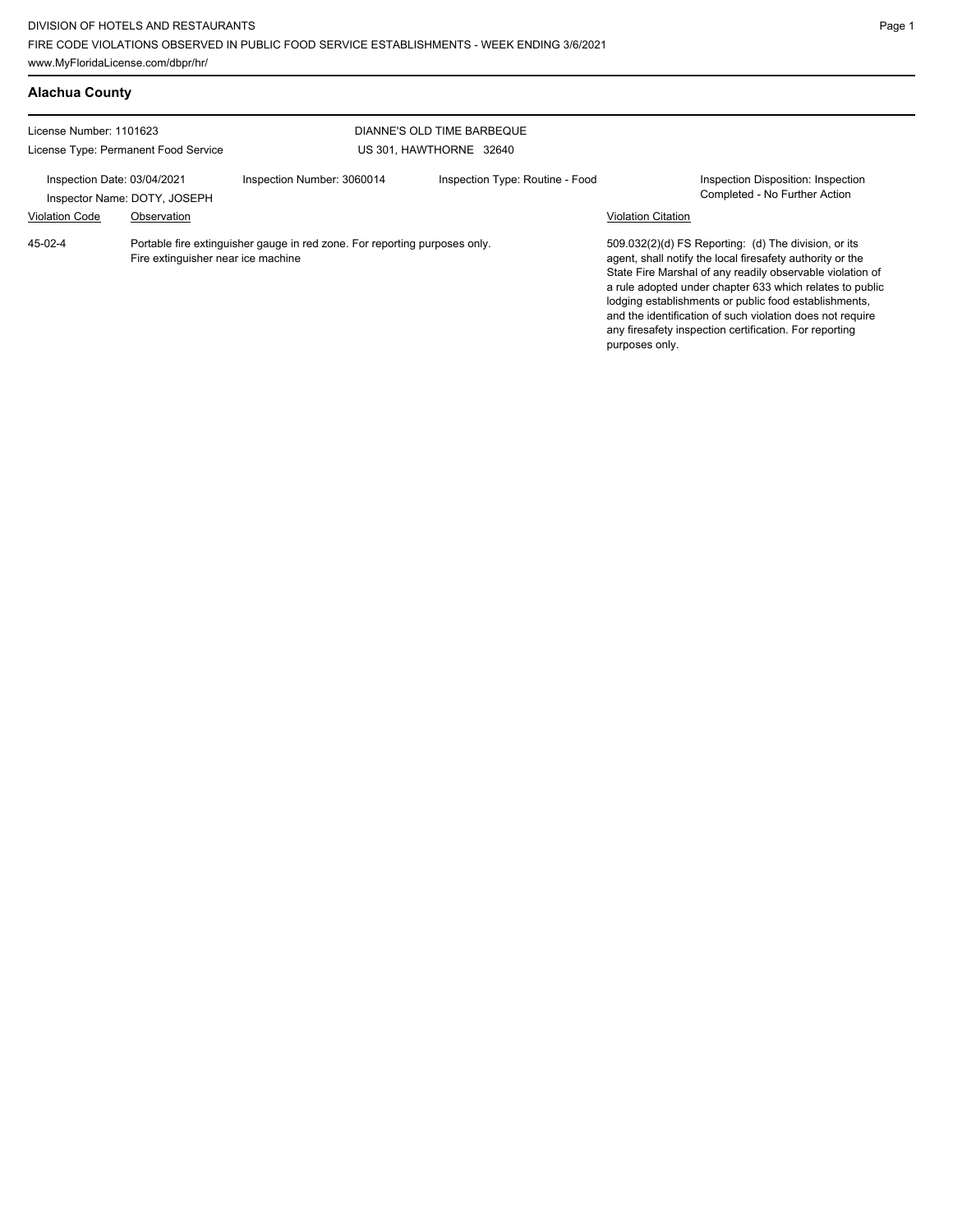DIVISION OF HOTELS AND RESTAURANTS
FIRE CODE VIOLATIONS OBSERVED IN PUBLIC FOOD SERVICE ESTABLISHMENTS - WEEK ENDING 3/6/2021
www.MyFloridaLicense.com/dbpr/hr/

## Alachua County

License Number: 1101623
License Type: Permanent Food Service

DIANNE'S OLD TIME BARBEQUE
US 301, HAWTHORNE 32640

Inspection Date: 03/04/2021
Inspector Name: DOTY, JOSEPH
Inspection Number: 3060014
Inspection Type: Routine - Food
Inspection Disposition: Inspection Completed - No Further Action

| Violation Code | Observation | Violation Citation |
|---|---|---|
| 45-02-4 | Portable fire extinguisher gauge in red zone. For reporting purposes only. Fire extinguisher near ice machine | 509.032(2)(d) FS Reporting: (d) The division, or its agent, shall notify the local firesafety authority or the State Fire Marshal of any readily observable violation of a rule adopted under chapter 633 which relates to public lodging establishments or public food establishments, and the identification of such violation does not require any firesafety inspection certification. For reporting purposes only. |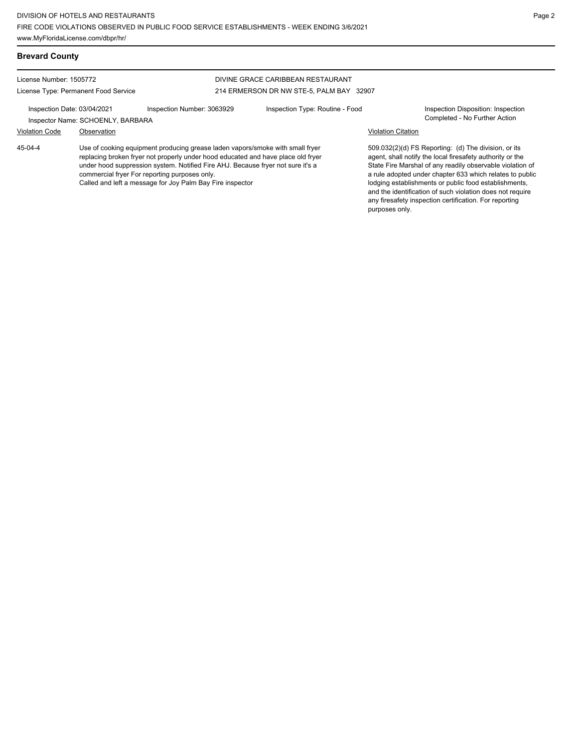## Brevard County

License Number: 1505772

License Type: Permanent Food Service

DIVINE GRACE CARIBBEAN RESTAURANT

214 ERMERSON DR NW STE-5, PALM BAY 32907

Inspection Date: 03/04/2021

Inspection Number: 3063929

Inspection Type: Routine - Food

Inspection Disposition: Inspection Completed - No Further Action

Inspector Name: SCHOENLY, BARBARA

| Violation Code | Observation | Violation Citation |
|---|---|---|
| 45-04-4 | Use of cooking equipment producing grease laden vapors/smoke with small fryer replacing broken fryer not properly under hood educated and have place old fryer under hood suppression system. Notified Fire AHJ. Because fryer not sure it's a commercial fryer For reporting purposes only. Called and left a message for Joy Palm Bay Fire inspector | 509.032(2)(d) FS Reporting: (d) The division, or its agent, shall notify the local firesafety authority or the State Fire Marshal of any readily observable violation of a rule adopted under chapter 633 which relates to public lodging establishments or public food establishments, and the identification of such violation does not require any firesafety inspection certification. For reporting purposes only. |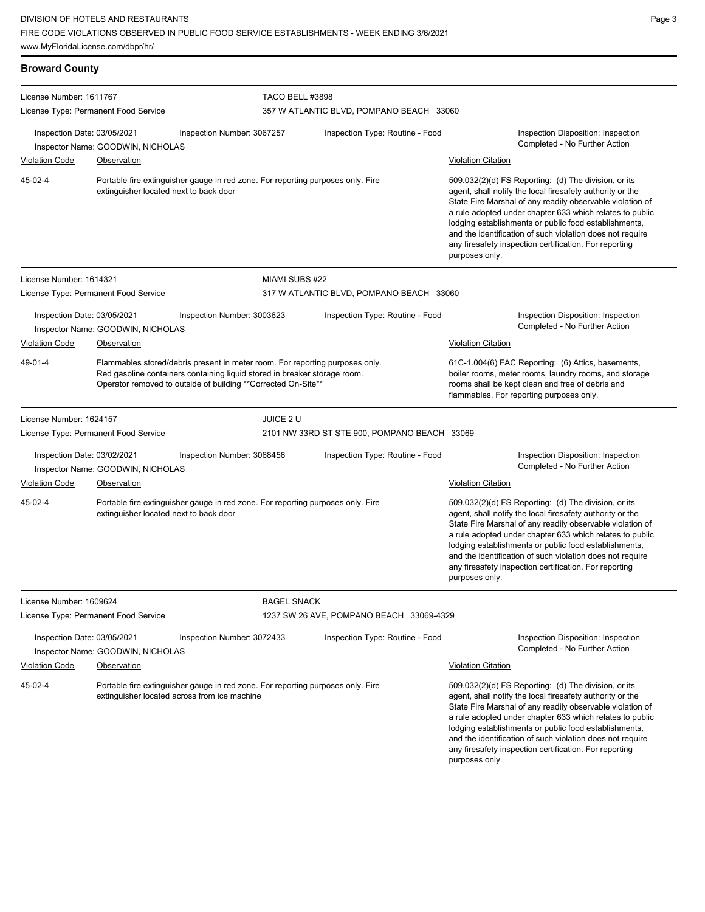## Broward County

**License Number:** 1611767
**License Type:** Permanent Food Service
**TACO BELL #3898**
357 W ATLANTIC BLVD, POMPANO BEACH 33060

**Inspection Date:** 03/05/2021 | **Inspection Number:** 3067257 | **Inspection Type:** Routine - Food | **Inspection Disposition:** Inspection Completed - No Further Action
**Inspector Name:** GOODWIN, NICHOLAS

| Violation Code | Observation | Violation Citation |
| --- | --- | --- |
| 45-02-4 | Portable fire extinguisher gauge in red zone. For reporting purposes only. Fire extinguisher located next to back door | 509.032(2)(d) FS Reporting: (d) The division, or its agent, shall notify the local firesafety authority or the State Fire Marshal of any readily observable violation of a rule adopted under chapter 633 which relates to public lodging establishments or public food establishments, and the identification of such violation does not require any firesafety inspection certification. For reporting purposes only. |

**License Number:** 1614321
**License Type:** Permanent Food Service
**MIAMI SUBS #22**
317 W ATLANTIC BLVD, POMPANO BEACH 33060

**Inspection Date:** 03/05/2021 | **Inspection Number:** 3003623 | **Inspection Type:** Routine - Food | **Inspection Disposition:** Inspection Completed - No Further Action
**Inspector Name:** GOODWIN, NICHOLAS

| Violation Code | Observation | Violation Citation |
| --- | --- | --- |
| 49-01-4 | Flammables stored/debris present in meter room. For reporting purposes only. Red gasoline containers containing liquid stored in breaker storage room. Operator removed to outside of building **Corrected On-Site** | 61C-1.004(6) FAC Reporting: (6) Attics, basements, boiler rooms, meter rooms, laundry rooms, and storage rooms shall be kept clean and free of debris and flammables. For reporting purposes only. |

**License Number:** 1624157
**License Type:** Permanent Food Service
**JUICE 2 U**
2101 NW 33RD ST STE 900, POMPANO BEACH 33069

**Inspection Date:** 03/02/2021 | **Inspection Number:** 3068456 | **Inspection Type:** Routine - Food | **Inspection Disposition:** Inspection Completed - No Further Action
**Inspector Name:** GOODWIN, NICHOLAS

| Violation Code | Observation | Violation Citation |
| --- | --- | --- |
| 45-02-4 | Portable fire extinguisher gauge in red zone. For reporting purposes only. Fire extinguisher located next to back door | 509.032(2)(d) FS Reporting: (d) The division, or its agent, shall notify the local firesafety authority or the State Fire Marshal of any readily observable violation of a rule adopted under chapter 633 which relates to public lodging establishments or public food establishments, and the identification of such violation does not require any firesafety inspection certification. For reporting purposes only. |

**License Number:** 1609624
**License Type:** Permanent Food Service
**BAGEL SNACK**
1237 SW 26 AVE, POMPANO BEACH 33069-4329

**Inspection Date:** 03/05/2021 | **Inspection Number:** 3072433 | **Inspection Type:** Routine - Food | **Inspection Disposition:** Inspection Completed - No Further Action
**Inspector Name:** GOODWIN, NICHOLAS

| Violation Code | Observation | Violation Citation |
| --- | --- | --- |
| 45-02-4 | Portable fire extinguisher gauge in red zone. For reporting purposes only. Fire extinguisher located across from ice machine | 509.032(2)(d) FS Reporting: (d) The division, or its agent, shall notify the local firesafety authority or the State Fire Marshal of any readily observable violation of a rule adopted under chapter 633 which relates to public lodging establishments or public food establishments, and the identification of such violation does not require any firesafety inspection certification. For reporting purposes only. |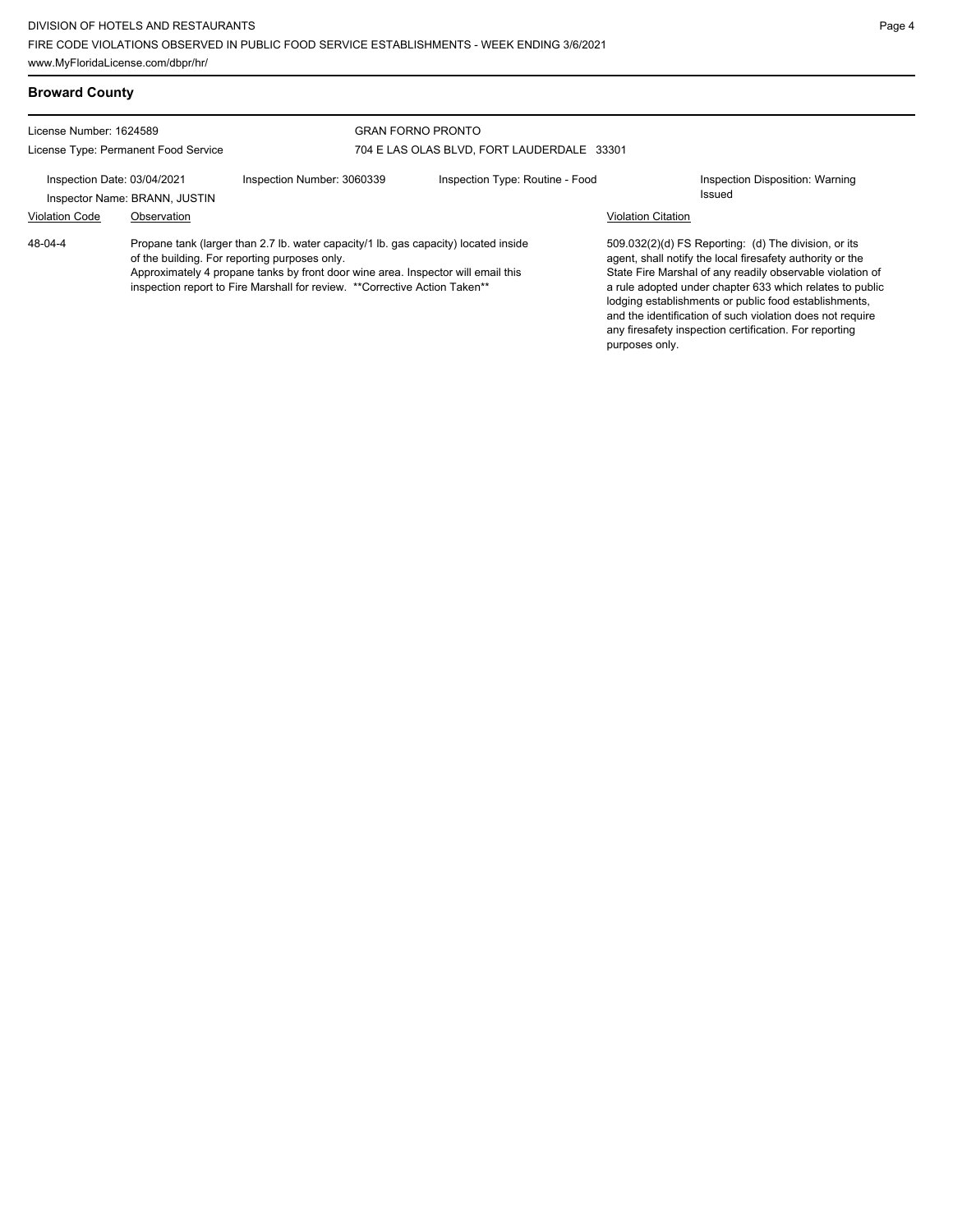## Broward County

License Number: 1624589

License Type: Permanent Food Service

GRAN FORNO PRONTO

704 E LAS OLAS BLVD, FORT LAUDERDALE 33301

Inspection Date: 03/04/2021 | Inspection Number: 3060339 | Inspection Type: Routine - Food | Inspection Disposition: Warning Issued

Inspector Name: BRANN, JUSTIN

| Violation Code | Observation | Violation Citation |
|---|---|---|
| 48-04-4 | Propane tank (larger than 2.7 lb. water capacity/1 lb. gas capacity) located inside of the building. For reporting purposes only. Approximately 4 propane tanks by front door wine area. Inspector will email this inspection report to Fire Marshall for review. **Corrective Action Taken** | 509.032(2)(d) FS Reporting: (d) The division, or its agent, shall notify the local firesafety authority or the State Fire Marshal of any readily observable violation of a rule adopted under chapter 633 which relates to public lodging establishments or public food establishments, and the identification of such violation does not require any firesafety inspection certification. For reporting purposes only. |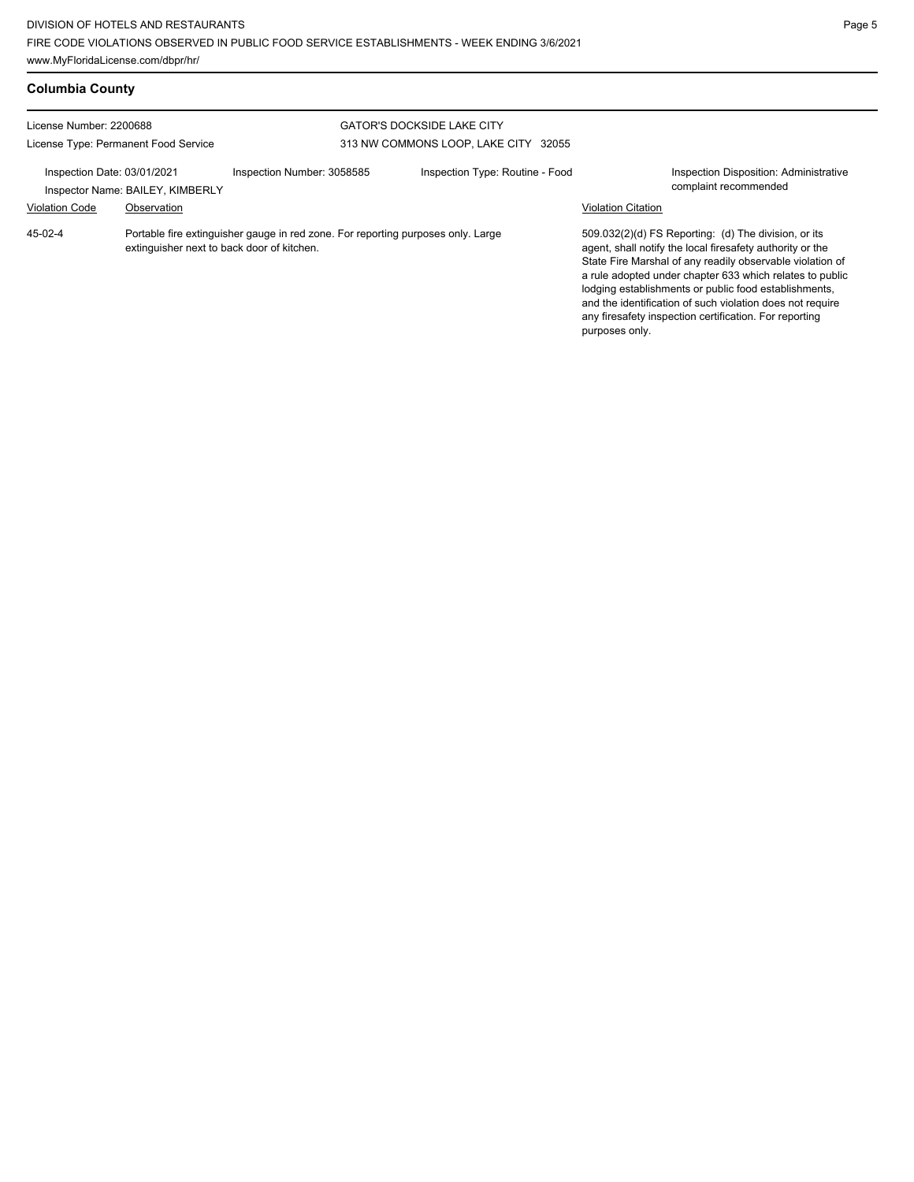## Columbia County

License Number: 2200688
License Type: Permanent Food Service

GATOR'S DOCKSIDE LAKE CITY
313 NW COMMONS LOOP, LAKE CITY 32055

Inspection Date: 03/01/2021
Inspection Number: 3058585
Inspection Type: Routine - Food
Inspection Disposition: Administrative complaint recommended
Inspector Name: BAILEY, KIMBERLY

| Violation Code | Observation | Violation Citation |
| --- | --- | --- |
| 45-02-4 | Portable fire extinguisher gauge in red zone. For reporting purposes only. Large extinguisher next to back door of kitchen. | 509.032(2)(d) FS Reporting: (d) The division, or its agent, shall notify the local firesafety authority or the State Fire Marshal of any readily observable violation of a rule adopted under chapter 633 which relates to public lodging establishments or public food establishments, and the identification of such violation does not require any firesafety inspection certification. For reporting purposes only. |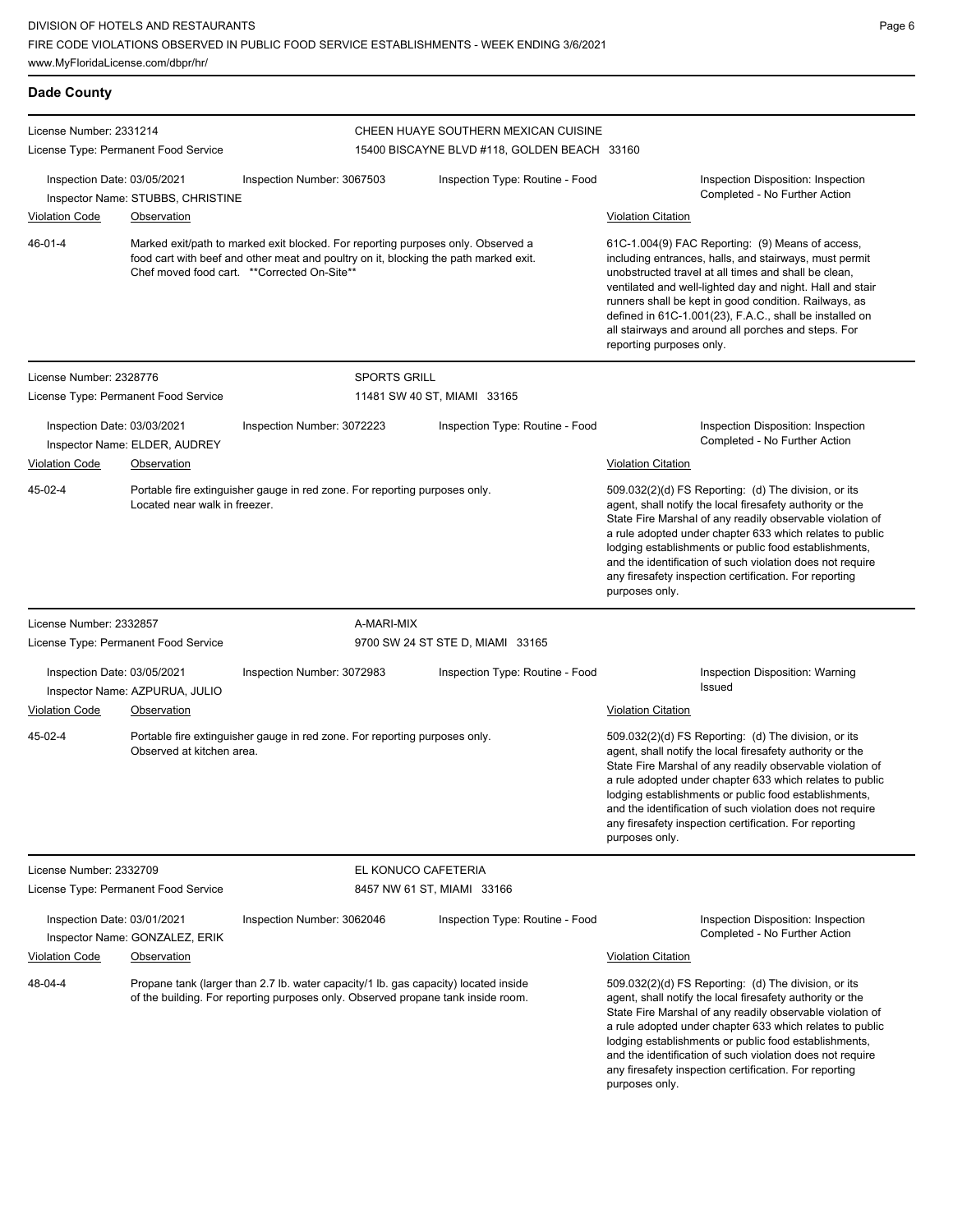## Dade County

**License Number:** 2331214
**License Type:** Permanent Food Service

**CHEEN HUAYE SOUTHERN MEXICAN CUISINE**
15400 BISCAYNE BLVD #118, GOLDEN BEACH 33160

Inspection Date: 03/05/2021 | Inspection Number: 3067503 | Inspection Type: Routine - Food | Inspection Disposition: Inspection Completed - No Further Action
Inspector Name: STUBBS, CHRISTINE

| Violation Code | Observation | Violation Citation |
| --- | --- | --- |
| 46-01-4 | Marked exit/path to marked exit blocked. For reporting purposes only. Observed a food cart with beef and other meat and poultry on it, blocking the path marked exit. Chef moved food cart. **Corrected On-Site** | 61C-1.004(9) FAC Reporting: (9) Means of access, including entrances, halls, and stairways, must permit unobstructed travel at all times and shall be clean, ventilated and well-lighted day and night. Hall and stair runners shall be kept in good condition. Railways, as defined in 61C-1.001(23), F.A.C., shall be installed on all stairways and around all porches and steps. For reporting purposes only. |

---

**License Number:** 2328776
**License Type:** Permanent Food Service

**SPORTS GRILL**
11481 SW 40 ST, MIAMI 33165

Inspection Date: 03/03/2021 | Inspection Number: 3072223 | Inspection Type: Routine - Food | Inspection Disposition: Inspection Completed - No Further Action
Inspector Name: ELDER, AUDREY

| Violation Code | Observation | Violation Citation |
| --- | --- | --- |
| 45-02-4 | Portable fire extinguisher gauge in red zone. For reporting purposes only. Located near walk in freezer. | 509.032(2)(d) FS Reporting: (d) The division, or its agent, shall notify the local firesafety authority or the State Fire Marshal of any readily observable violation of a rule adopted under chapter 633 which relates to public lodging establishments or public food establishments, and the identification of such violation does not require any firesafety inspection certification. For reporting purposes only. |

---

**License Number:** 2332857
**License Type:** Permanent Food Service

**A-MARI-MIX**
9700 SW 24 ST STE D, MIAMI 33165

Inspection Date: 03/05/2021 | Inspection Number: 3072983 | Inspection Type: Routine - Food | Inspection Disposition: Warning Issued
Inspector Name: AZPURUA, JULIO

| Violation Code | Observation | Violation Citation |
| --- | --- | --- |
| 45-02-4 | Portable fire extinguisher gauge in red zone. For reporting purposes only. Observed at kitchen area. | 509.032(2)(d) FS Reporting: (d) The division, or its agent, shall notify the local firesafety authority or the State Fire Marshal of any readily observable violation of a rule adopted under chapter 633 which relates to public lodging establishments or public food establishments, and the identification of such violation does not require any firesafety inspection certification. For reporting purposes only. |

---

**License Number:** 2332709
**License Type:** Permanent Food Service

**EL KONUCO CAFETERIA**
8457 NW 61 ST, MIAMI 33166

Inspection Date: 03/01/2021 | Inspection Number: 3062046 | Inspection Type: Routine - Food | Inspection Disposition: Inspection Completed - No Further Action
Inspector Name: GONZALEZ, ERIK

| Violation Code | Observation | Violation Citation |
| --- | --- | --- |
| 48-04-4 | Propane tank (larger than 2.7 lb. water capacity/1 lb. gas capacity) located inside of the building. For reporting purposes only. Observed propane tank inside room. | 509.032(2)(d) FS Reporting: (d) The division, or its agent, shall notify the local firesafety authority or the State Fire Marshal of any readily observable violation of a rule adopted under chapter 633 which relates to public lodging establishments or public food establishments, and the identification of such violation does not require any firesafety inspection certification. For reporting purposes only. |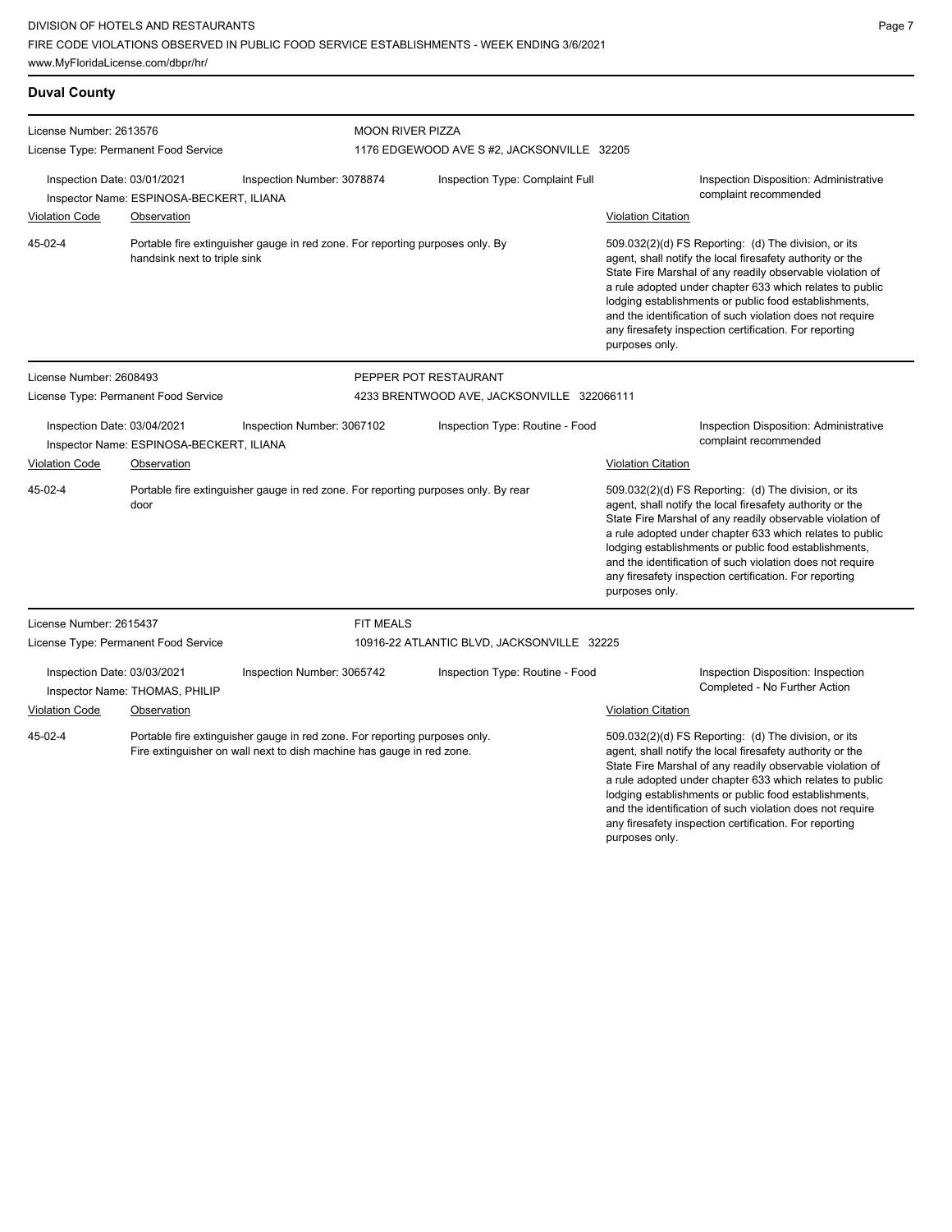## Duval County

**License Number:** 2613576
**License Type:** Permanent Food Service

**MOON RIVER PIZZA**
1176 EDGEWOOD AVE S #2, JACKSONVILLE 32205

Inspection Date: 03/01/2021
Inspection Number: 3078874
Inspection Type: Complaint Full
Inspection Disposition: Administrative complaint recommended
Inspector Name: ESPINOSA-BECKERT, ILIANA

| Violation Code | Observation | Violation Citation |
|---|---|---|
| 45-02-4 | Portable fire extinguisher gauge in red zone. For reporting purposes only. By handsink next to triple sink | 509.032(2)(d) FS Reporting: (d) The division, or its agent, shall notify the local firesafety authority or the State Fire Marshal of any readily observable violation of a rule adopted under chapter 633 which relates to public lodging establishments or public food establishments, and the identification of such violation does not require any firesafety inspection certification. For reporting purposes only. |

---

**License Number:** 2608493
**License Type:** Permanent Food Service

**PEPPER POT RESTAURANT**
4233 BRENTWOOD AVE, JACKSONVILLE 322066111

Inspection Date: 03/04/2021
Inspection Number: 3067102
Inspection Type: Routine - Food
Inspection Disposition: Administrative complaint recommended
Inspector Name: ESPINOSA-BECKERT, ILIANA

| Violation Code | Observation | Violation Citation |
|---|---|---|
| 45-02-4 | Portable fire extinguisher gauge in red zone. For reporting purposes only. By rear door | 509.032(2)(d) FS Reporting: (d) The division, or its agent, shall notify the local firesafety authority or the State Fire Marshal of any readily observable violation of a rule adopted under chapter 633 which relates to public lodging establishments or public food establishments, and the identification of such violation does not require any firesafety inspection certification. For reporting purposes only. |

---

**License Number:** 2615437
**License Type:** Permanent Food Service

**FIT MEALS**
10916-22 ATLANTIC BLVD, JACKSONVILLE 32225

Inspection Date: 03/03/2021
Inspection Number: 3065742
Inspection Type: Routine - Food
Inspection Disposition: Inspection Completed - No Further Action
Inspector Name: THOMAS, PHILIP

| Violation Code | Observation | Violation Citation |
|---|---|---|
| 45-02-4 | Portable fire extinguisher gauge in red zone. For reporting purposes only. Fire extinguisher on wall next to dish machine has gauge in red zone. | 509.032(2)(d) FS Reporting: (d) The division, or its agent, shall notify the local firesafety authority or the State Fire Marshal of any readily observable violation of a rule adopted under chapter 633 which relates to public lodging establishments or public food establishments, and the identification of such violation does not require any firesafety inspection certification. For reporting purposes only. |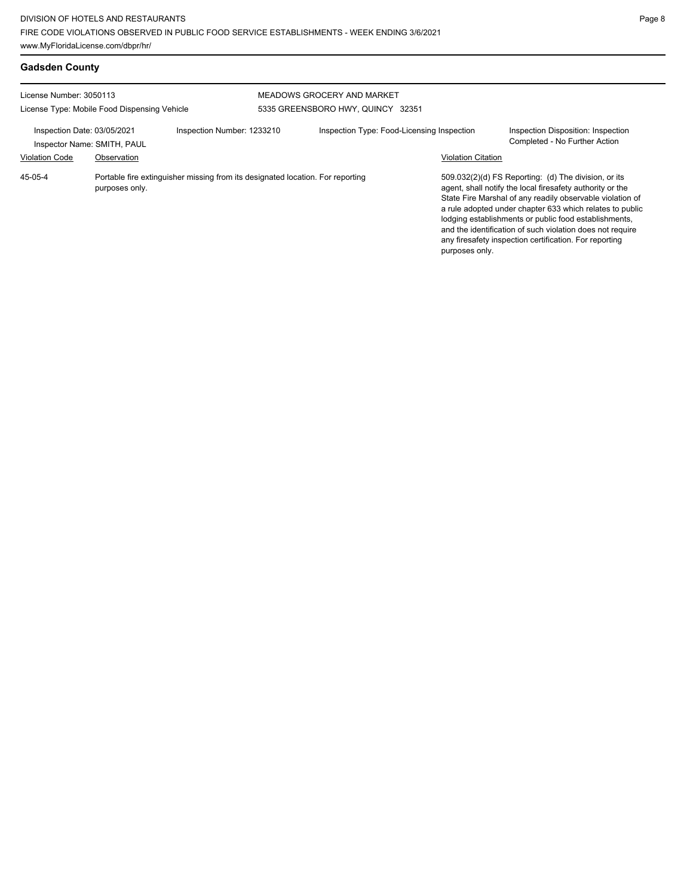## Gadsden County

License Number: 3050113

License Type: Mobile Food Dispensing Vehicle

MEADOWS GROCERY AND MARKET

5335 GREENSBORO HWY, QUINCY 32351

Inspection Date: 03/05/2021

Inspector Name: SMITH, PAUL

Inspection Number: 1233210

Inspection Type: Food-Licensing Inspection

Inspection Disposition: Inspection Completed - No Further Action

| Violation Code | Observation | Violation Citation |
|---|---|---|
| 45-05-4 | Portable fire extinguisher missing from its designated location. For reporting purposes only. | 509.032(2)(d) FS Reporting: (d) The division, or its agent, shall notify the local firesafety authority or the State Fire Marshal of any readily observable violation of a rule adopted under chapter 633 which relates to public lodging establishments or public food establishments, and the identification of such violation does not require any firesafety inspection certification. For reporting purposes only. |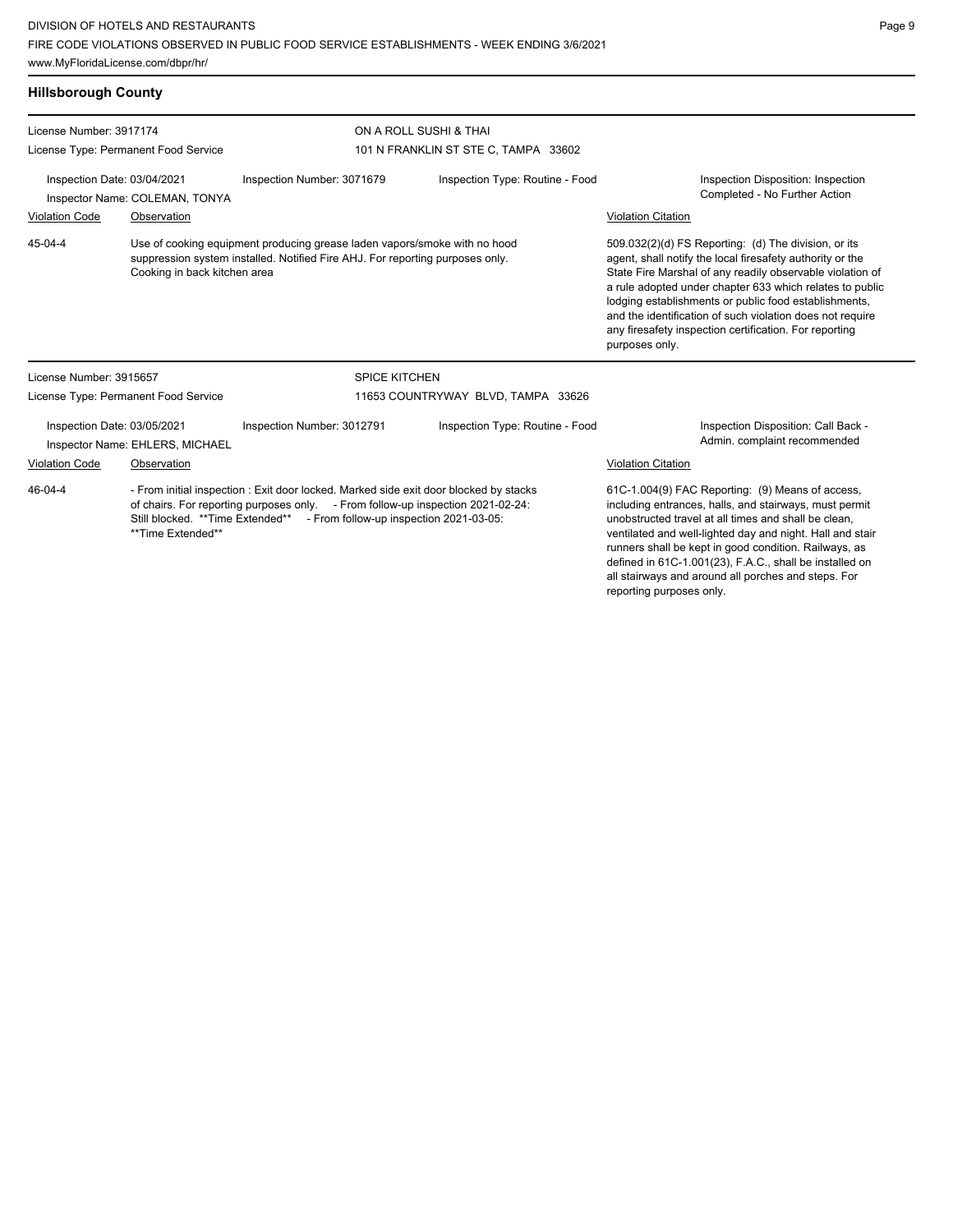## Hillsborough County

**License Number:** 3917174
**License Type:** Permanent Food Service

**ON A ROLL SUSHI & THAI**
101 N FRANKLIN ST STE C, TAMPA 33602

**Inspection Date:** 03/04/2021
**Inspector Name:** COLEMAN, TONYA
**Inspection Number:** 3071679
**Inspection Type:** Routine - Food
**Inspection Disposition:** Inspection Completed - No Further Action

| Violation Code | Observation | Violation Citation |
|---|---|---|
| 45-04-4 | Use of cooking equipment producing grease laden vapors/smoke with no hood suppression system installed. Notified Fire AHJ. For reporting purposes only. Cooking in back kitchen area | 509.032(2)(d) FS Reporting: (d) The division, or its agent, shall notify the local firesafety authority or the State Fire Marshal of any readily observable violation of a rule adopted under chapter 633 which relates to public lodging establishments or public food establishments, and the identification of such violation does not require any firesafety inspection certification. For reporting purposes only. |

---

**License Number:** 3915657
**License Type:** Permanent Food Service

**SPICE KITCHEN**
11653 COUNTRYWAY BLVD, TAMPA 33626

**Inspection Date:** 03/05/2021
**Inspector Name:** EHLERS, MICHAEL
**Inspection Number:** 3012791
**Inspection Type:** Routine - Food
**Inspection Disposition:** Call Back - Admin. complaint recommended

| Violation Code | Observation | Violation Citation |
|---|---|---|
| 46-04-4 | - From initial inspection : Exit door locked. Marked side exit door blocked by stacks of chairs. For reporting purposes only. - From follow-up inspection 2021-02-24: Still blocked. **Time Extended** - From follow-up inspection 2021-03-05: **Time Extended** | 61C-1.004(9) FAC Reporting: (9) Means of access, including entrances, halls, and stairways, must permit unobstructed travel at all times and shall be clean, ventilated and well-lighted day and night. Hall and stair runners shall be kept in good condition. Railways, as defined in 61C-1.001(23), F.A.C., shall be installed on all stairways and around all porches and steps. For reporting purposes only. |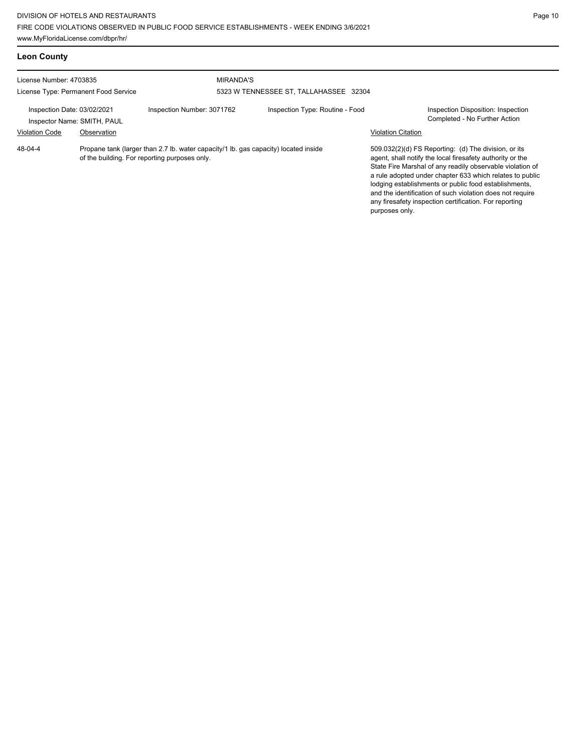## Leon County

License Number: 4703835
License Type: Permanent Food Service

MIRANDA'S
5323 W TENNESSEE ST, TALLAHASSEE 32304

Inspection Date: 03/02/2021
Inspector Name: SMITH, PAUL
Inspection Number: 3071762
Inspection Type: Routine - Food
Inspection Disposition: Inspection Completed - No Further Action

| Violation Code | Observation | Violation Citation |
|---|---|---|
| 48-04-4 | Propane tank (larger than 2.7 lb. water capacity/1 lb. gas capacity) located inside of the building. For reporting purposes only. | 509.032(2)(d) FS Reporting: (d) The division, or its agent, shall notify the local firesafety authority or the State Fire Marshal of any readily observable violation of a rule adopted under chapter 633 which relates to public lodging establishments or public food establishments, and the identification of such violation does not require any firesafety inspection certification. For reporting purposes only. |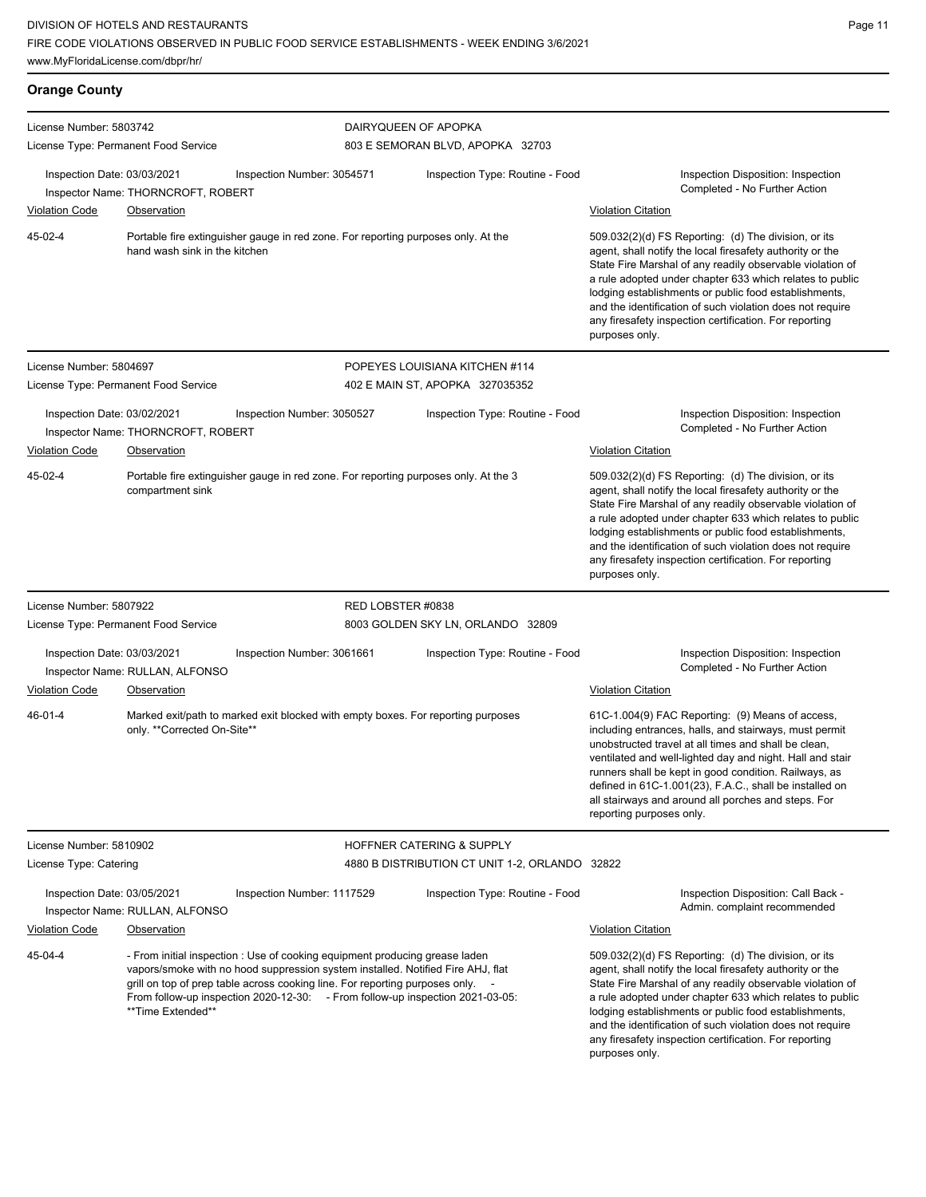## Orange County

**License Number:** 5803742
**License Type:** Permanent Food Service

**DAIRYQUEEN OF APOPKA**
803 E SEMORAN BLVD, APOPKA 32703

Inspection Date: 03/03/2021 | Inspection Number: 3054571 | Inspection Type: Routine - Food | Inspection Disposition: Inspection Completed - No Further Action
Inspector Name: THORNCROFT, ROBERT

| Violation Code | Observation | Violation Citation |
|---|---|---|
| 45-02-4 | Portable fire extinguisher gauge in red zone. For reporting purposes only. At the hand wash sink in the kitchen | 509.032(2)(d) FS Reporting: (d) The division, or its agent, shall notify the local firesafety authority or the State Fire Marshal of any readily observable violation of a rule adopted under chapter 633 which relates to public lodging establishments or public food establishments, and the identification of such violation does not require any firesafety inspection certification. For reporting purposes only. |

---

**License Number:** 5804697
**License Type:** Permanent Food Service

**POPEYES LOUISIANA KITCHEN #114**
402 E MAIN ST, APOPKA 327035352

Inspection Date: 03/02/2021 | Inspection Number: 3050527 | Inspection Type: Routine - Food | Inspection Disposition: Inspection Completed - No Further Action
Inspector Name: THORNCROFT, ROBERT

| Violation Code | Observation | Violation Citation |
|---|---|---|
| 45-02-4 | Portable fire extinguisher gauge in red zone. For reporting purposes only. At the 3 compartment sink | 509.032(2)(d) FS Reporting: (d) The division, or its agent, shall notify the local firesafety authority or the State Fire Marshal of any readily observable violation of a rule adopted under chapter 633 which relates to public lodging establishments or public food establishments, and the identification of such violation does not require any firesafety inspection certification. For reporting purposes only. |

---

**License Number:** 5807922
**License Type:** Permanent Food Service

**RED LOBSTER #0838**
8003 GOLDEN SKY LN, ORLANDO 32809

Inspection Date: 03/03/2021 | Inspection Number: 3061661 | Inspection Type: Routine - Food | Inspection Disposition: Inspection Completed - No Further Action
Inspector Name: RULLAN, ALFONSO

| Violation Code | Observation | Violation Citation |
|---|---|---|
| 46-01-4 | Marked exit/path to marked exit blocked with empty boxes. For reporting purposes only. **Corrected On-Site** | 61C-1.004(9) FAC Reporting: (9) Means of access, including entrances, halls, and stairways, must permit unobstructed travel at all times and shall be clean, ventilated and well-lighted day and night. Hall and stair runners shall be kept in good condition. Railways, as defined in 61C-1.001(23), F.A.C., shall be installed on all stairways and around all porches and steps. For reporting purposes only. |

---

**License Number:** 5810902
**License Type:** Catering

**HOFFNER CATERING & SUPPLY**
4880 B DISTRIBUTION CT UNIT 1-2, ORLANDO 32822

Inspection Date: 03/05/2021 | Inspection Number: 1117529 | Inspection Type: Routine - Food | Inspection Disposition: Call Back - Admin. complaint recommended
Inspector Name: RULLAN, ALFONSO

| Violation Code | Observation | Violation Citation |
|---|---|---|
| 45-04-4 | - From initial inspection : Use of cooking equipment producing grease laden vapors/smoke with no hood suppression system installed. Notified Fire AHJ, flat grill on top of prep table across cooking line. For reporting purposes only. - From follow-up inspection 2020-12-30: - From follow-up inspection 2021-03-05: **Time Extended** | 509.032(2)(d) FS Reporting: (d) The division, or its agent, shall notify the local firesafety authority or the State Fire Marshal of any readily observable violation of a rule adopted under chapter 633 which relates to public lodging establishments or public food establishments, and the identification of such violation does not require any firesafety inspection certification. For reporting purposes only. |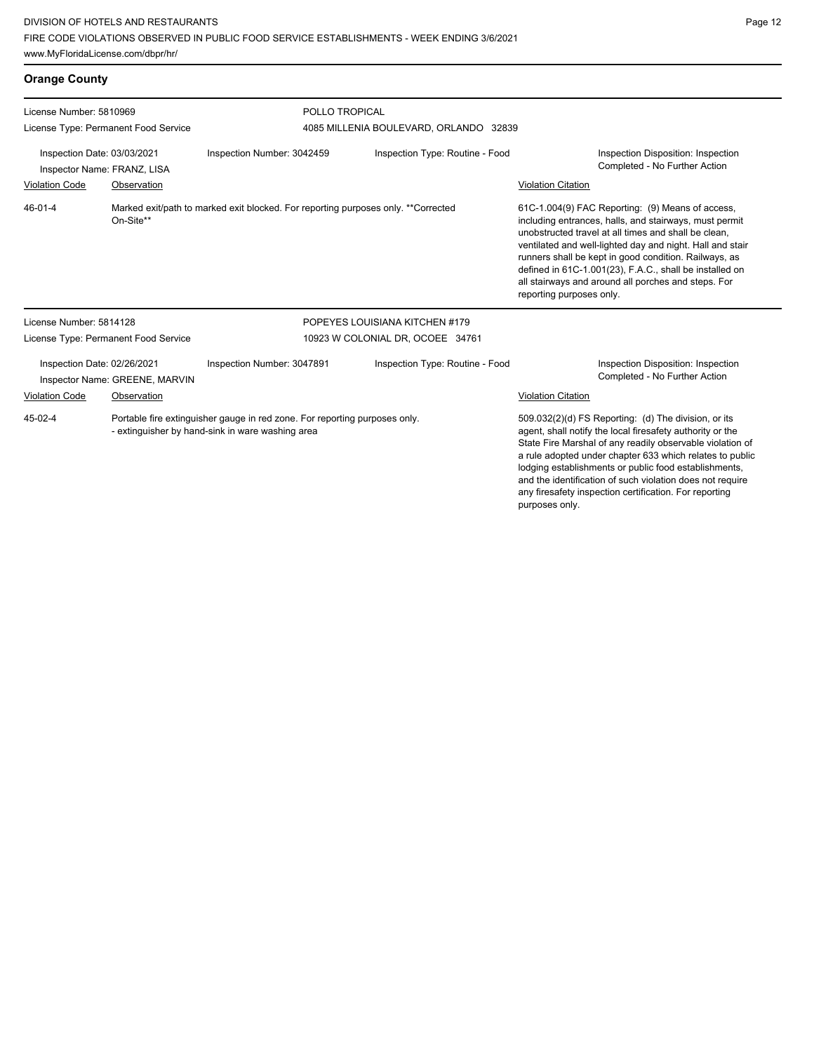## Orange County

**License Number:** 5810969
**License Type:** Permanent Food Service

**POLLO TROPICAL**
4085 MILLENIA BOULEVARD, ORLANDO 32839

**Inspection Date:** 03/03/2021
**Inspector Name:** FRANZ, LISA
**Inspection Number:** 3042459
**Inspection Type:** Routine - Food
**Inspection Disposition:** Inspection Completed - No Further Action

| Violation Code | Observation | Violation Citation |
| --- | --- | --- |
| 46-01-4 | Marked exit/path to marked exit blocked. For reporting purposes only. **Corrected On-Site** | 61C-1.004(9) FAC Reporting: (9) Means of access, including entrances, halls, and stairways, must permit unobstructed travel at all times and shall be clean, ventilated and well-lighted day and night. Hall and stair runners shall be kept in good condition. Railways, as defined in 61C-1.001(23), F.A.C., shall be installed on all stairways and around all porches and steps. For reporting purposes only. |

**License Number:** 5814128
**License Type:** Permanent Food Service

**POPEYES LOUISIANA KITCHEN #179**
10923 W COLONIAL DR, OCOEE 34761

**Inspection Date:** 02/26/2021
**Inspector Name:** GREENE, MARVIN
**Inspection Number:** 3047891
**Inspection Type:** Routine - Food
**Inspection Disposition:** Inspection Completed - No Further Action

| Violation Code | Observation | Violation Citation |
| --- | --- | --- |
| 45-02-4 | Portable fire extinguisher gauge in red zone. For reporting purposes only. - extinguisher by hand-sink in ware washing area | 509.032(2)(d) FS Reporting: (d) The division, or its agent, shall notify the local firesafety authority or the State Fire Marshal of any readily observable violation of a rule adopted under chapter 633 which relates to public lodging establishments or public food establishments, and the identification of such violation does not require any firesafety inspection certification. For reporting purposes only. |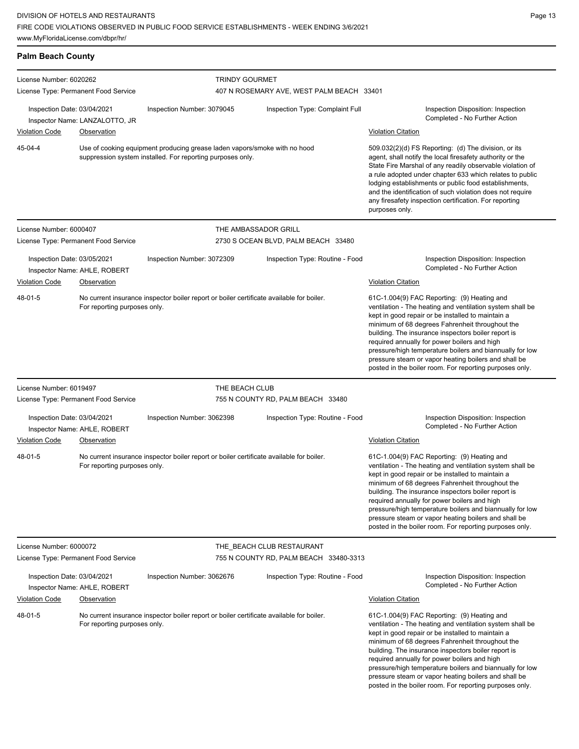## Palm Beach County

**License Number:** 6020262
**License Type:** Permanent Food Service

**TRINDY GOURMET**
407 N ROSEMARY AVE, WEST PALM BEACH 33401

Inspection Date: 03/04/2021
Inspector Name: LANZALOTTO, JR
Inspection Number: 3079045
Inspection Type: Complaint Full
Inspection Disposition: Inspection Completed - No Further Action

| Violation Code | Observation | Violation Citation |
|---|---|---|
| 45-04-4 | Use of cooking equipment producing grease laden vapors/smoke with no hood suppression system installed. For reporting purposes only. | 509.032(2)(d) FS Reporting: (d) The division, or its agent, shall notify the local firesafety authority or the State Fire Marshal of any readily observable violation of a rule adopted under chapter 633 which relates to public lodging establishments or public food establishments, and the identification of such violation does not require any firesafety inspection certification. For reporting purposes only. |

---

**License Number:** 6000407
**License Type:** Permanent Food Service

**THE AMBASSADOR GRILL**
2730 S OCEAN BLVD, PALM BEACH 33480

Inspection Date: 03/05/2021
Inspector Name: AHLE, ROBERT
Inspection Number: 3072309
Inspection Type: Routine - Food
Inspection Disposition: Inspection Completed - No Further Action

| Violation Code | Observation | Violation Citation |
|---|---|---|
| 48-01-5 | No current insurance inspector boiler report or boiler certificate available for boiler. For reporting purposes only. | 61C-1.004(9) FAC Reporting: (9) Heating and ventilation - The heating and ventilation system shall be kept in good repair or be installed to maintain a minimum of 68 degrees Fahrenheit throughout the building. The insurance inspectors boiler report is required annually for power boilers and high pressure/high temperature boilers and biannually for low pressure steam or vapor heating boilers and shall be posted in the boiler room. For reporting purposes only. |

---

**License Number:** 6019497
**License Type:** Permanent Food Service

**THE BEACH CLUB**
755 N COUNTY RD, PALM BEACH 33480

Inspection Date: 03/04/2021
Inspector Name: AHLE, ROBERT
Inspection Number: 3062398
Inspection Type: Routine - Food
Inspection Disposition: Inspection Completed - No Further Action

| Violation Code | Observation | Violation Citation |
|---|---|---|
| 48-01-5 | No current insurance inspector boiler report or boiler certificate available for boiler. For reporting purposes only. | 61C-1.004(9) FAC Reporting: (9) Heating and ventilation - The heating and ventilation system shall be kept in good repair or be installed to maintain a minimum of 68 degrees Fahrenheit throughout the building. The insurance inspectors boiler report is required annually for power boilers and high pressure/high temperature boilers and biannually for low pressure steam or vapor heating boilers and shall be posted in the boiler room. For reporting purposes only. |

---

**License Number:** 6000072
**License Type:** Permanent Food Service

**THE_BEACH CLUB RESTAURANT**
755 N COUNTY RD, PALM BEACH 33480-3313

Inspection Date: 03/04/2021
Inspector Name: AHLE, ROBERT
Inspection Number: 3062676
Inspection Type: Routine - Food
Inspection Disposition: Inspection Completed - No Further Action

| Violation Code | Observation | Violation Citation |
|---|---|---|
| 48-01-5 | No current insurance inspector boiler report or boiler certificate available for boiler. For reporting purposes only. | 61C-1.004(9) FAC Reporting: (9) Heating and ventilation - The heating and ventilation system shall be kept in good repair or be installed to maintain a minimum of 68 degrees Fahrenheit throughout the building. The insurance inspectors boiler report is required annually for power boilers and high pressure/high temperature boilers and biannually for low pressure steam or vapor heating boilers and shall be posted in the boiler room. For reporting purposes only. |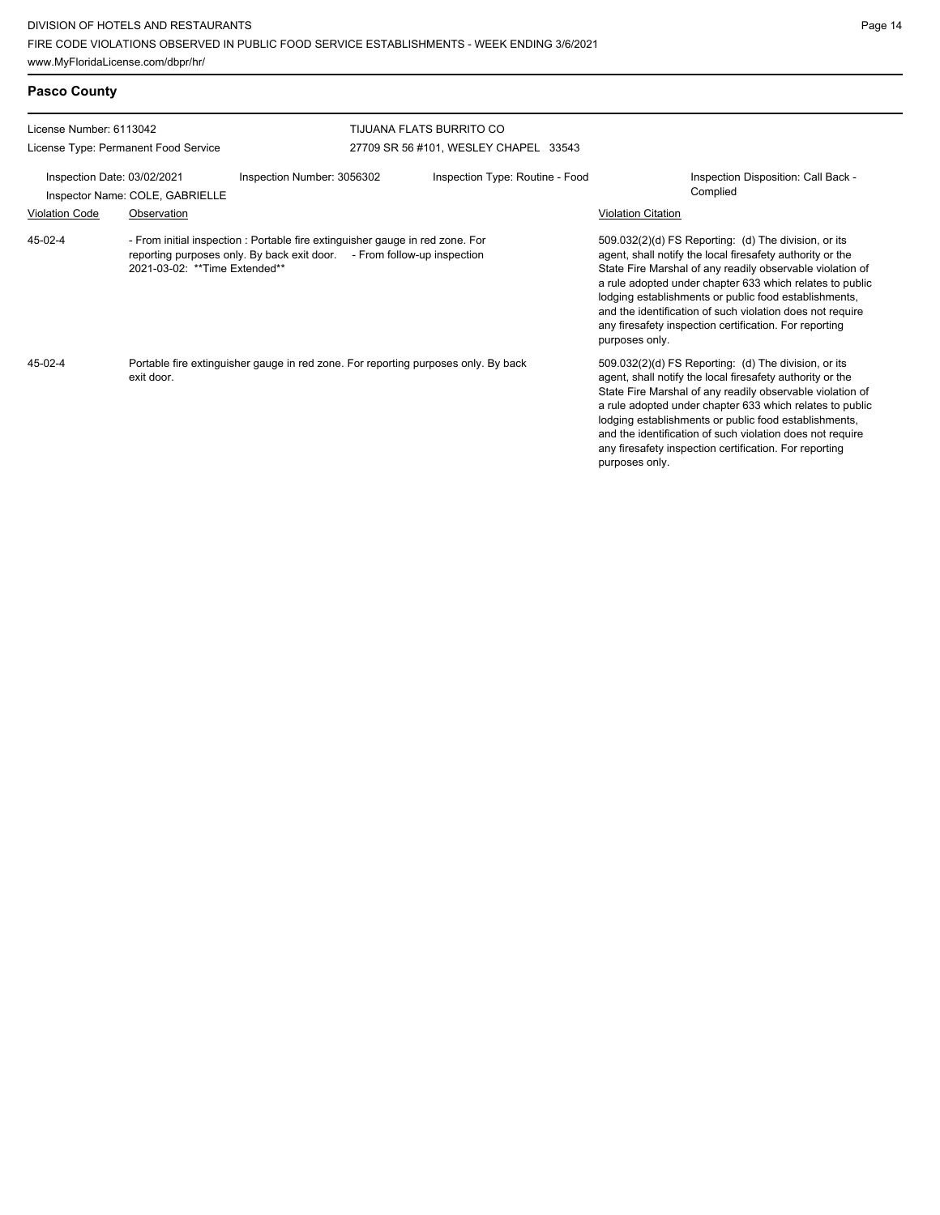## Pasco County

License Number: 6113042
License Type: Permanent Food Service

TIJUANA FLATS BURRITO CO
27709 SR 56 #101, WESLEY CHAPEL 33543

Inspection Date: 03/02/2021
Inspection Number: 3056302
Inspection Type: Routine - Food
Inspection Disposition: Call Back - Complied
Inspector Name: COLE, GABRIELLE

| Violation Code | Observation | Violation Citation |
|---|---|---|
| 45-02-4 | - From initial inspection : Portable fire extinguisher gauge in red zone. For reporting purposes only. By back exit door. - From follow-up inspection 2021-03-02: **Time Extended** | 509.032(2)(d) FS Reporting: (d) The division, or its agent, shall notify the local firesafety authority or the State Fire Marshal of any readily observable violation of a rule adopted under chapter 633 which relates to public lodging establishments or public food establishments, and the identification of such violation does not require any firesafety inspection certification. For reporting purposes only. |
| 45-02-4 | Portable fire extinguisher gauge in red zone. For reporting purposes only. By back exit door. | 509.032(2)(d) FS Reporting: (d) The division, or its agent, shall notify the local firesafety authority or the State Fire Marshal of any readily observable violation of a rule adopted under chapter 633 which relates to public lodging establishments or public food establishments, and the identification of such violation does not require any firesafety inspection certification. For reporting purposes only. |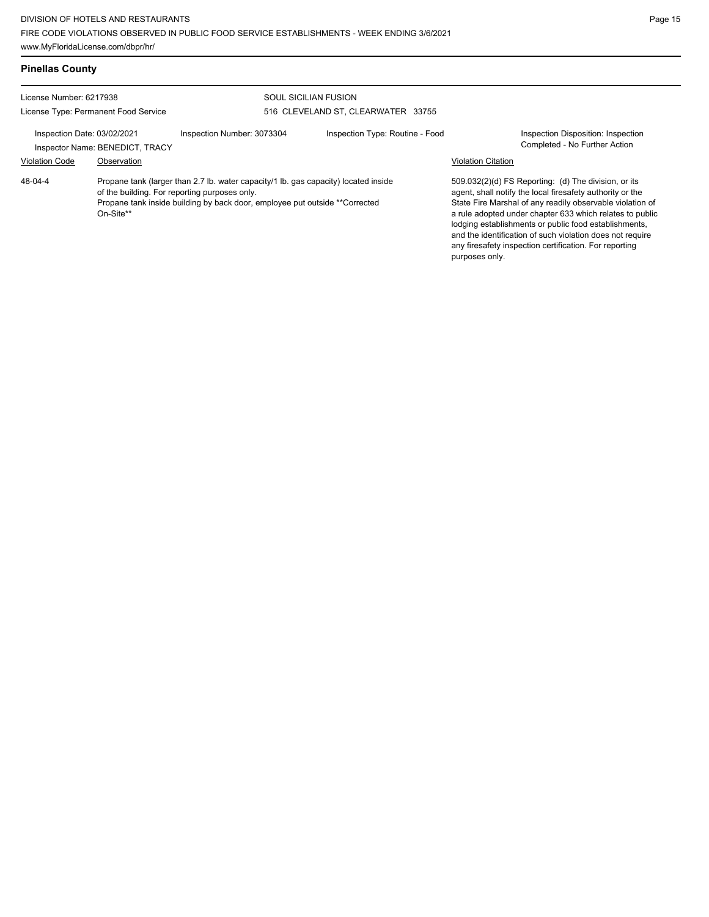## Pinellas County

License Number: 6217938

License Type: Permanent Food Service

SOUL SICILIAN FUSION

516 CLEVELAND ST, CLEARWATER 33755

Inspection Date: 03/02/2021 | Inspection Number: 3073304 | Inspection Type: Routine - Food | Inspection Disposition: Inspection Completed - No Further Action

Inspector Name: BENEDICT, TRACY

| Violation Code | Observation | Violation Citation |
|---|---|---|
| 48-04-4 | Propane tank (larger than 2.7 lb. water capacity/1 lb. gas capacity) located inside of the building. For reporting purposes only. Propane tank inside building by back door, employee put outside **Corrected On-Site** | 509.032(2)(d) FS Reporting: (d) The division, or its agent, shall notify the local firesafety authority or the State Fire Marshal of any readily observable violation of a rule adopted under chapter 633 which relates to public lodging establishments or public food establishments, and the identification of such violation does not require any firesafety inspection certification. For reporting purposes only. |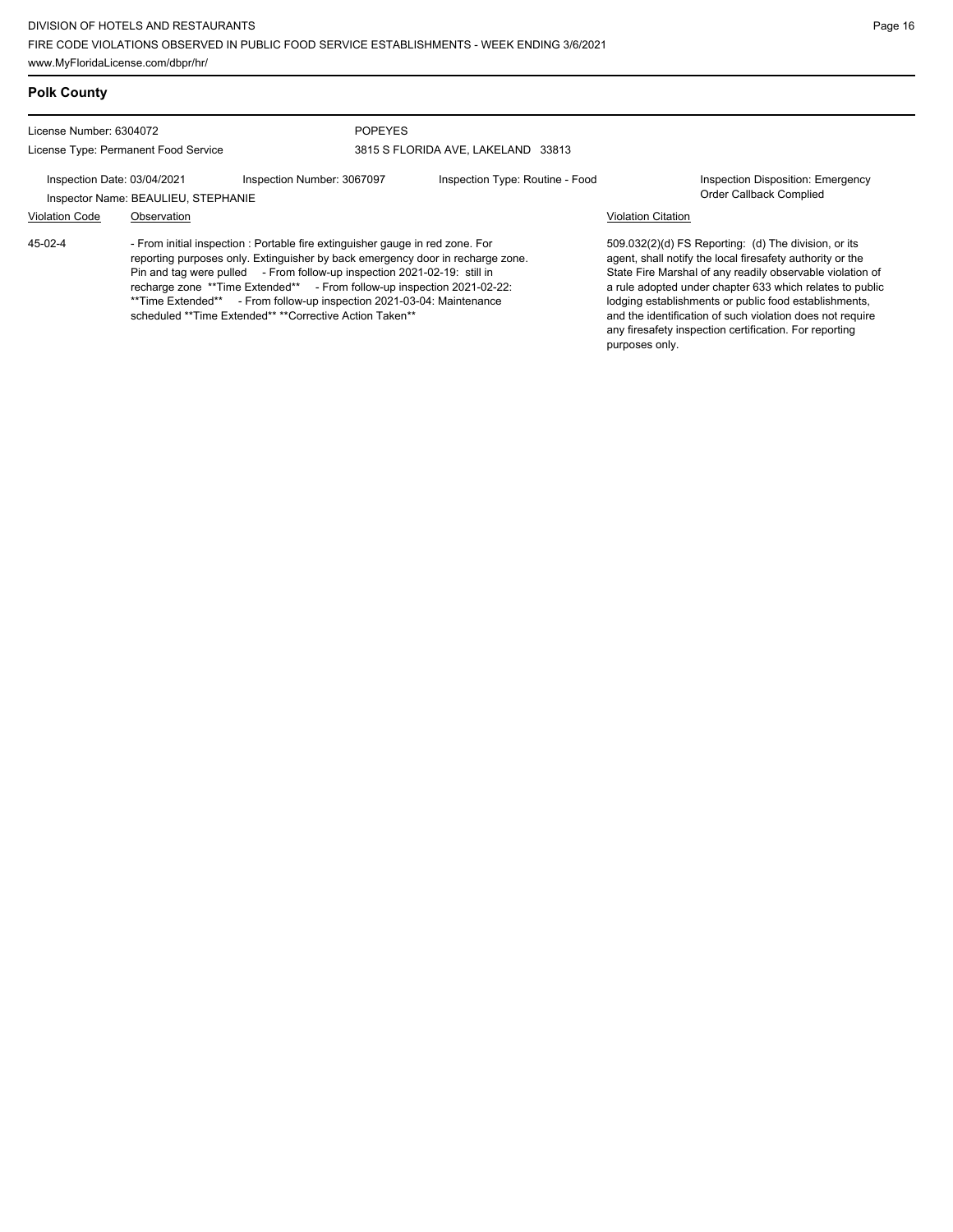## Polk County

License Number: 6304072

License Type: Permanent Food Service

POPEYES

3815 S FLORIDA AVE, LAKELAND 33813

Inspection Date: 03/04/2021 | Inspection Number: 3067097 | Inspection Type: Routine - Food | Inspection Disposition: Emergency Order Callback Complied

Inspector Name: BEAULIEU, STEPHANIE

| Violation Code | Observation | Violation Citation |
|---|---|---|
| 45-02-4 | - From initial inspection : Portable fire extinguisher gauge in red zone. For reporting purposes only. Extinguisher by back emergency door in recharge zone. Pin and tag were pulled - From follow-up inspection 2021-02-19: still in recharge zone **Time Extended** - From follow-up inspection 2021-02-22: **Time Extended** - From follow-up inspection 2021-03-04: Maintenance scheduled **Time Extended** **Corrective Action Taken** | 509.032(2)(d) FS Reporting: (d) The division, or its agent, shall notify the local firesafety authority or the State Fire Marshal of any readily observable violation of a rule adopted under chapter 633 which relates to public lodging establishments or public food establishments, and the identification of such violation does not require any firesafety inspection certification. For reporting purposes only. |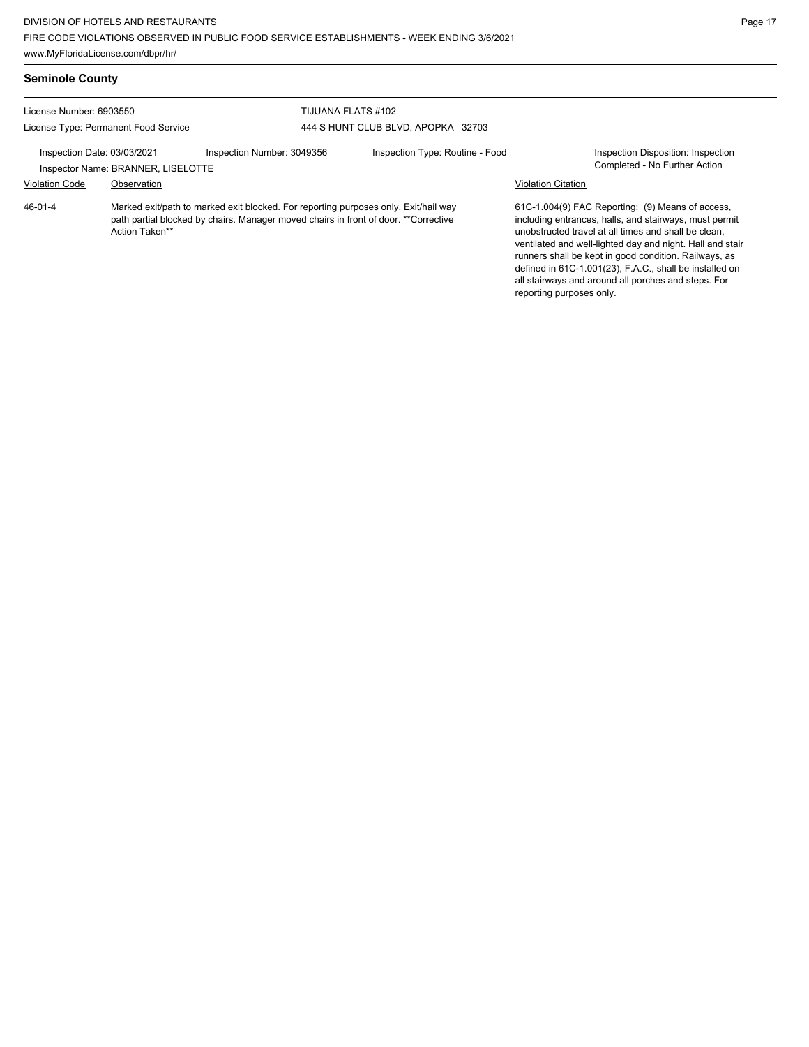## Seminole County

License Number: 6903550

License Type: Permanent Food Service

TIJUANA FLATS #102

444 S HUNT CLUB BLVD, APOPKA 32703

Inspection Date: 03/03/2021

Inspection Number: 3049356

Inspection Type: Routine - Food

Inspection Disposition: Inspection Completed - No Further Action

Inspector Name: BRANNER, LISELOTTE

| Violation Code | Observation | Violation Citation |
| --- | --- | --- |
| 46-01-4 | Marked exit/path to marked exit blocked. For reporting purposes only. Exit/hail way path partial blocked by chairs. Manager moved chairs in front of door. **Corrective Action Taken** | 61C-1.004(9) FAC Reporting: (9) Means of access, including entrances, halls, and stairways, must permit unobstructed travel at all times and shall be clean, ventilated and well-lighted day and night. Hall and stair runners shall be kept in good condition. Railways, as defined in 61C-1.001(23), F.A.C., shall be installed on all stairways and around all porches and steps. For reporting purposes only. |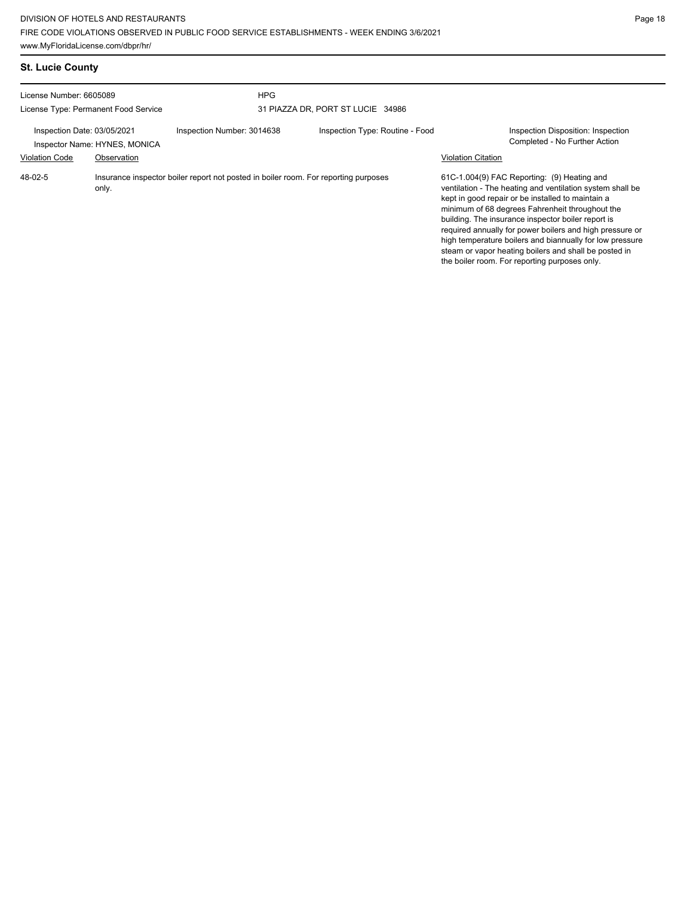## St. Lucie County

License Number: 6605089

License Type: Permanent Food Service

HPG

31 PIAZZA DR, PORT ST LUCIE 34986

Inspection Date: 03/05/2021

Inspector Name: HYNES, MONICA

Inspection Number: 3014638

Inspection Type: Routine - Food

Inspection Disposition: Inspection Completed - No Further Action

| Violation Code | Observation | Violation Citation |
| --- | --- | --- |
| 48-02-5 | Insurance inspector boiler report not posted in boiler room. For reporting purposes only. | 61C-1.004(9) FAC Reporting: (9) Heating and ventilation - The heating and ventilation system shall be kept in good repair or be installed to maintain a minimum of 68 degrees Fahrenheit throughout the building. The insurance inspector boiler report is required annually for power boilers and high pressure or high temperature boilers and biannually for low pressure steam or vapor heating boilers and shall be posted in the boiler room. For reporting purposes only. |